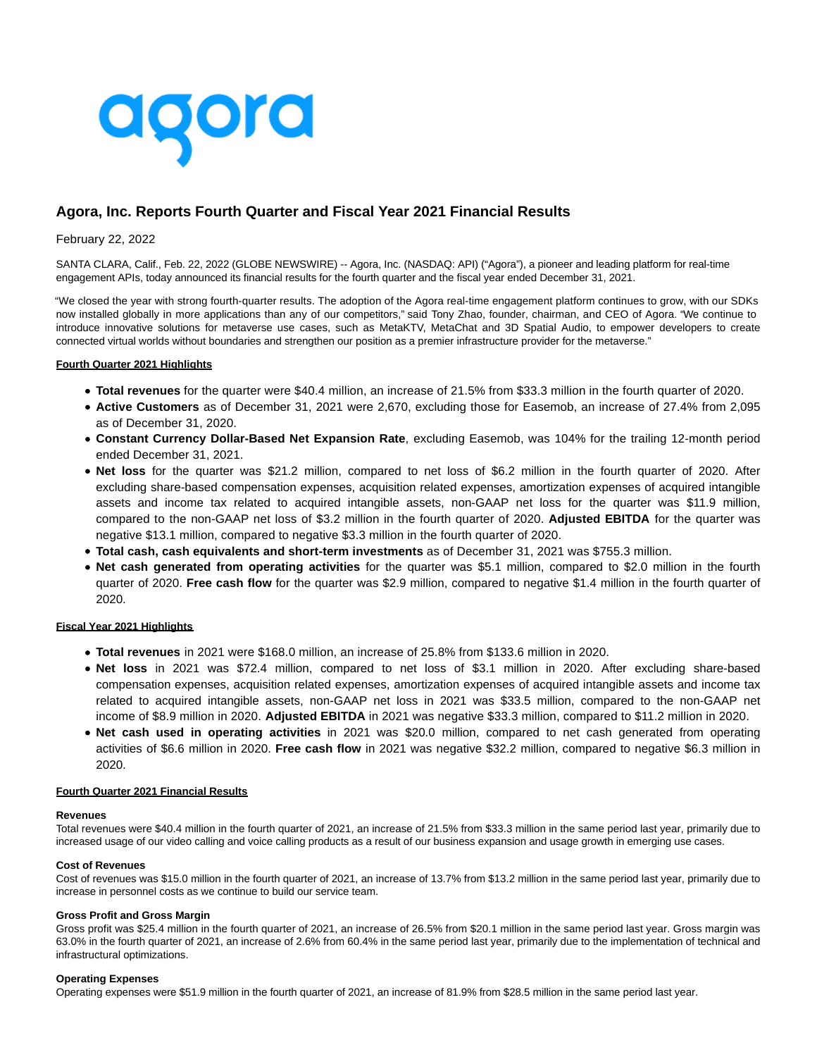# Agora, Inc. Reports Fourth Quarter and Fiscal Year 2021 Financial Results

February 22, 2022

SANTA CLARA, Calif., Feb. 22, 2022 (GLOBE NEWSWIRE) -- Agora, Inc. (NASDAQ: API) ("Agora"), a pioneer and leading platform for real-time engagement APIs, today announced its financial results for the fourth quarter and the fiscal year ended December 31, 2021.

"We closed the year with strong fourth-quarter results. The adoption of the Agora real-time engagement platform continues to grow, with our SDKs now installed globally in more applications than any of our competitors," said Tony Zhao, founder, chairman, and CEO of Agora. "We continue to introduce innovative solutions for metaverse use cases, such as MetaKTV, MetaChat and 3D Spatial Audio, to empower developers to create connected virtual worlds without boundaries and strengthen our position as a premier infrastructure provider for the metaverse."

**Fourth Quarter 2021 Highlights**

- **Total revenues** for the quarter were $40.4 million, an increase of 21.5% from $33.3 million in the fourth quarter of 2020.
- **Active Customers** as of December 31, 2021 were 2,670, excluding those for Easemob, an increase of 27.4% from 2,095 as of December 31, 2020.
- **Constant Currency Dollar-Based Net Expansion Rate**, excluding Easemob, was 104% for the trailing 12-month period ended December 31, 2021.
- **Net loss** for the quarter was $21.2 million, compared to net loss of $6.2 million in the fourth quarter of 2020. After excluding share-based compensation expenses, acquisition related expenses, amortization expenses of acquired intangible assets and income tax related to acquired intangible assets, non-GAAP net loss for the quarter was $11.9 million, compared to the non-GAAP net loss of $3.2 million in the fourth quarter of 2020. **Adjusted EBITDA** for the quarter was negative $13.1 million, compared to negative $3.3 million in the fourth quarter of 2020.
- **Total cash, cash equivalents and short-term investments** as of December 31, 2021 was $755.3 million.
- **Net cash generated from operating activities** for the quarter was $5.1 million, compared to $2.0 million in the fourth quarter of 2020. **Free cash flow** for the quarter was $2.9 million, compared to negative $1.4 million in the fourth quarter of 2020.

**Fiscal Year 2021 Highlights**

- **Total revenues** in 2021 were $168.0 million, an increase of 25.8% from $133.6 million in 2020.
- **Net loss** in 2021 was $72.4 million, compared to net loss of $3.1 million in 2020. After excluding share-based compensation expenses, acquisition related expenses, amortization expenses of acquired intangible assets and income tax related to acquired intangible assets, non-GAAP net loss in 2021 was $33.5 million, compared to the non-GAAP net income of $8.9 million in 2020. **Adjusted EBITDA** in 2021 was negative $33.3 million, compared to $11.2 million in 2020.
- **Net cash used in operating activities** in 2021 was $20.0 million, compared to net cash generated from operating activities of $6.6 million in 2020. **Free cash flow** in 2021 was negative $32.2 million, compared to negative $6.3 million in 2020.

**Fourth Quarter 2021 Financial Results**

**Revenues**
Total revenues were $40.4 million in the fourth quarter of 2021, an increase of 21.5% from $33.3 million in the same period last year, primarily due to increased usage of our video calling and voice calling products as a result of our business expansion and usage growth in emerging use cases.

**Cost of Revenues**
Cost of revenues was $15.0 million in the fourth quarter of 2021, an increase of 13.7% from $13.2 million in the same period last year, primarily due to increase in personnel costs as we continue to build our service team.

**Gross Profit and Gross Margin**
Gross profit was $25.4 million in the fourth quarter of 2021, an increase of 26.5% from $20.1 million in the same period last year. Gross margin was 63.0% in the fourth quarter of 2021, an increase of 2.6% from 60.4% in the same period last year, primarily due to the implementation of technical and infrastructural optimizations.

**Operating Expenses**
Operating expenses were $51.9 million in the fourth quarter of 2021, an increase of 81.9% from $28.5 million in the same period last year.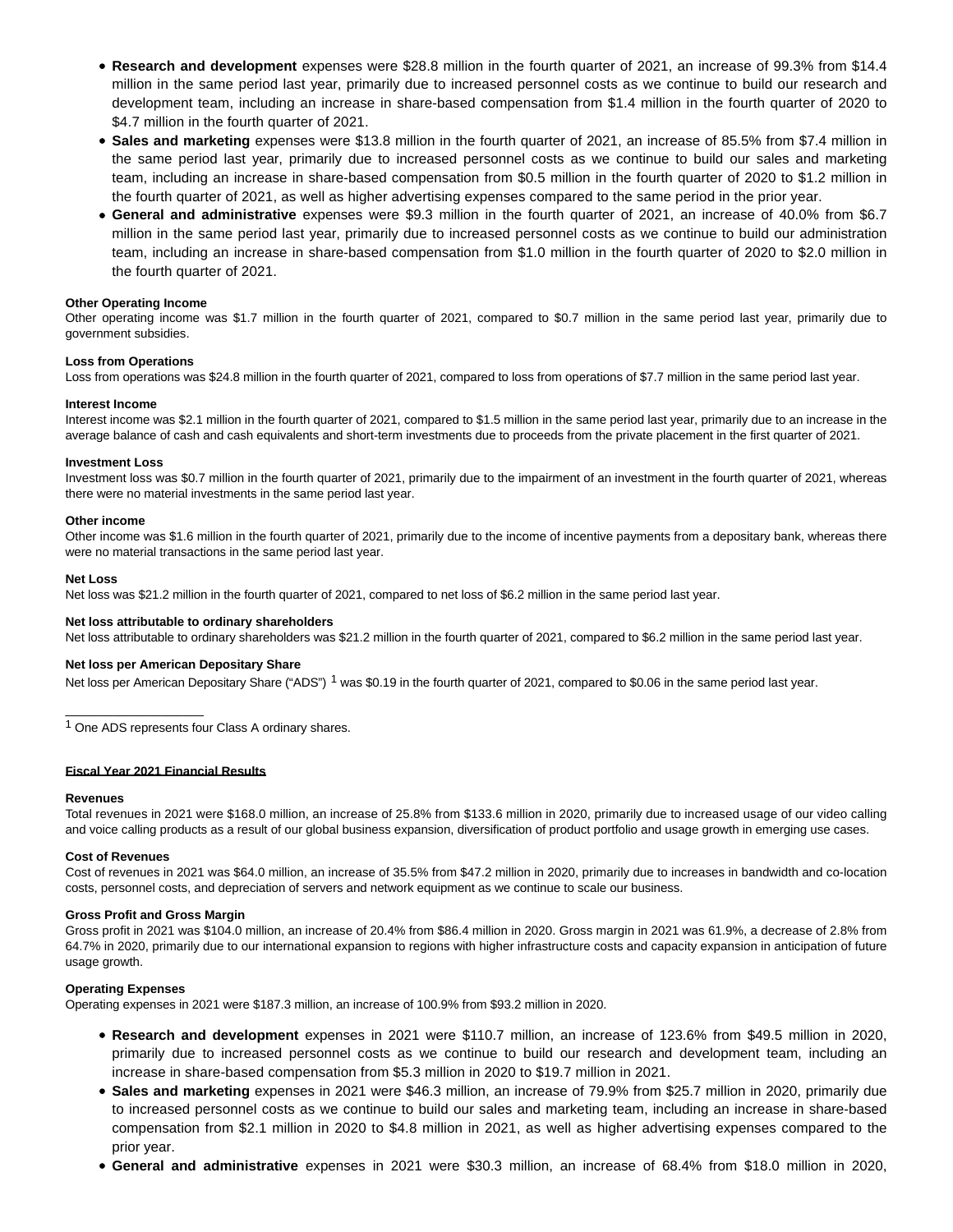- **Research and development** expenses were $28.8 million in the fourth quarter of 2021, an increase of 99.3% from $14.4 million in the same period last year, primarily due to increased personnel costs as we continue to build our research and development team, including an increase in share-based compensation from $1.4 million in the fourth quarter of 2020 to $4.7 million in the fourth quarter of 2021.
- **Sales and marketing** expenses were $13.8 million in the fourth quarter of 2021, an increase of 85.5% from $7.4 million in the same period last year, primarily due to increased personnel costs as we continue to build our sales and marketing team, including an increase in share-based compensation from $0.5 million in the fourth quarter of 2020 to $1.2 million in the fourth quarter of 2021, as well as higher advertising expenses compared to the same period in the prior year.
- **General and administrative** expenses were $9.3 million in the fourth quarter of 2021, an increase of 40.0% from $6.7 million in the same period last year, primarily due to increased personnel costs as we continue to build our administration team, including an increase in share-based compensation from $1.0 million in the fourth quarter of 2020 to $2.0 million in the fourth quarter of 2021.

**Other Operating Income**

Other operating income was $1.7 million in the fourth quarter of 2021, compared to $0.7 million in the same period last year, primarily due to government subsidies.

**Loss from Operations**

Loss from operations was $24.8 million in the fourth quarter of 2021, compared to loss from operations of $7.7 million in the same period last year.

**Interest Income**

Interest income was $2.1 million in the fourth quarter of 2021, compared to $1.5 million in the same period last year, primarily due to an increase in the average balance of cash and cash equivalents and short-term investments due to proceeds from the private placement in the first quarter of 2021.

**Investment Loss**

Investment loss was $0.7 million in the fourth quarter of 2021, primarily due to the impairment of an investment in the fourth quarter of 2021, whereas there were no material investments in the same period last year.

**Other income**

Other income was $1.6 million in the fourth quarter of 2021, primarily due to the income of incentive payments from a depositary bank, whereas there were no material transactions in the same period last year.

**Net Loss**

Net loss was $21.2 million in the fourth quarter of 2021, compared to net loss of $6.2 million in the same period last year.

**Net loss attributable to ordinary shareholders**

Net loss attributable to ordinary shareholders was $21.2 million in the fourth quarter of 2021, compared to $6.2 million in the same period last year.

**Net loss per American Depositary Share**

Net loss per American Depositary Share ("ADS") [1] was $0.19 in the fourth quarter of 2021, compared to $0.06 in the same period last year.

[1] One ADS represents four Class A ordinary shares.

## Fiscal Year 2021 Financial Results

**Revenues**

Total revenues in 2021 were $168.0 million, an increase of 25.8% from $133.6 million in 2020, primarily due to increased usage of our video calling and voice calling products as a result of our global business expansion, diversification of product portfolio and usage growth in emerging use cases.

**Cost of Revenues**

Cost of revenues in 2021 was $64.0 million, an increase of 35.5% from $47.2 million in 2020, primarily due to increases in bandwidth and co-location costs, personnel costs, and depreciation of servers and network equipment as we continue to scale our business.

**Gross Profit and Gross Margin**

Gross profit in 2021 was $104.0 million, an increase of 20.4% from $86.4 million in 2020. Gross margin in 2021 was 61.9%, a decrease of 2.8% from 64.7% in 2020, primarily due to our international expansion to regions with higher infrastructure costs and capacity expansion in anticipation of future usage growth.

**Operating Expenses**

Operating expenses in 2021 were $187.3 million, an increase of 100.9% from $93.2 million in 2020.

- **Research and development** expenses in 2021 were $110.7 million, an increase of 123.6% from $49.5 million in 2020, primarily due to increased personnel costs as we continue to build our research and development team, including an increase in share-based compensation from $5.3 million in 2020 to $19.7 million in 2021.
- **Sales and marketing** expenses in 2021 were $46.3 million, an increase of 79.9% from $25.7 million in 2020, primarily due to increased personnel costs as we continue to build our sales and marketing team, including an increase in share-based compensation from $2.1 million in 2020 to $4.8 million in 2021, as well as higher advertising expenses compared to the prior year.
- **General and administrative** expenses in 2021 were $30.3 million, an increase of 68.4% from $18.0 million in 2020,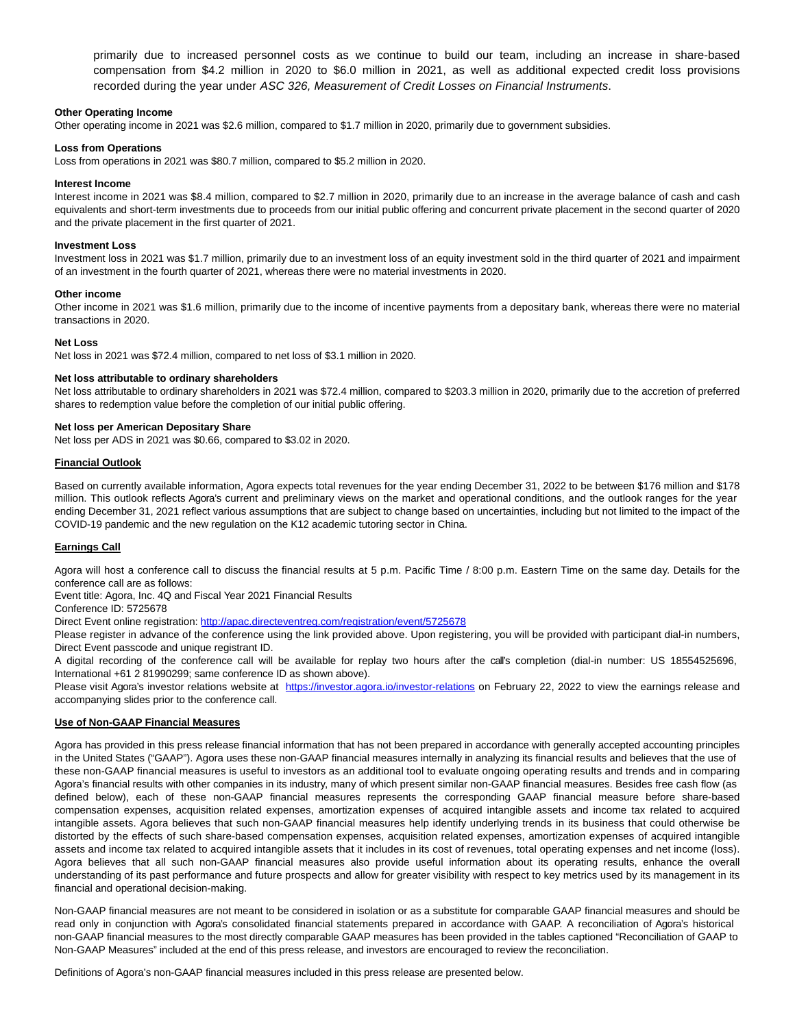primarily due to increased personnel costs as we continue to build our team, including an increase in share-based compensation from $4.2 million in 2020 to $6.0 million in 2021, as well as additional expected credit loss provisions recorded during the year under *ASC 326, Measurement of Credit Losses on Financial Instruments*.

**Other Operating Income**

Other operating income in 2021 was $2.6 million, compared to $1.7 million in 2020, primarily due to government subsidies.

**Loss from Operations**

Loss from operations in 2021 was $80.7 million, compared to $5.2 million in 2020.

**Interest Income**

Interest income in 2021 was $8.4 million, compared to $2.7 million in 2020, primarily due to an increase in the average balance of cash and cash equivalents and short-term investments due to proceeds from our initial public offering and concurrent private placement in the second quarter of 2020 and the private placement in the first quarter of 2021.

**Investment Loss**

Investment loss in 2021 was $1.7 million, primarily due to an investment loss of an equity investment sold in the third quarter of 2021 and impairment of an investment in the fourth quarter of 2021, whereas there were no material investments in 2020.

**Other income**

Other income in 2021 was $1.6 million, primarily due to the income of incentive payments from a depositary bank, whereas there were no material transactions in 2020.

**Net Loss**

Net loss in 2021 was $72.4 million, compared to net loss of $3.1 million in 2020.

**Net loss attributable to ordinary shareholders**

Net loss attributable to ordinary shareholders in 2021 was $72.4 million, compared to $203.3 million in 2020, primarily due to the accretion of preferred shares to redemption value before the completion of our initial public offering.

**Net loss per American Depositary Share**

Net loss per ADS in 2021 was $0.66, compared to $3.02 in 2020.

**Financial Outlook**

Based on currently available information, Agora expects total revenues for the year ending December 31, 2022 to be between $176 million and $178 million. This outlook reflects Agora's current and preliminary views on the market and operational conditions, and the outlook ranges for the year ending December 31, 2021 reflect various assumptions that are subject to change based on uncertainties, including but not limited to the impact of the COVID-19 pandemic and the new regulation on the K12 academic tutoring sector in China.

**Earnings Call**

Agora will host a conference call to discuss the financial results at 5 p.m. Pacific Time / 8:00 p.m. Eastern Time on the same day. Details for the conference call are as follows:

Event title: Agora, Inc. 4Q and Fiscal Year 2021 Financial Results

Conference ID: 5725678

Direct Event online registration: http://apac.directeventreg.com/registration/event/5725678

Please register in advance of the conference using the link provided above. Upon registering, you will be provided with participant dial-in numbers, Direct Event passcode and unique registrant ID.

A digital recording of the conference call will be available for replay two hours after the call's completion (dial-in number: US 18554525696, International +61 2 81990299; same conference ID as shown above).

Please visit Agora's investor relations website at https://investor.agora.io/investor-relations on February 22, 2022 to view the earnings release and accompanying slides prior to the conference call.

**Use of Non-GAAP Financial Measures**

Agora has provided in this press release financial information that has not been prepared in accordance with generally accepted accounting principles in the United States ("GAAP"). Agora uses these non-GAAP financial measures internally in analyzing its financial results and believes that the use of these non-GAAP financial measures is useful to investors as an additional tool to evaluate ongoing operating results and trends and in comparing Agora's financial results with other companies in its industry, many of which present similar non-GAAP financial measures. Besides free cash flow (as defined below), each of these non-GAAP financial measures represents the corresponding GAAP financial measure before share-based compensation expenses, acquisition related expenses, amortization expenses of acquired intangible assets and income tax related to acquired intangible assets. Agora believes that such non-GAAP financial measures help identify underlying trends in its business that could otherwise be distorted by the effects of such share-based compensation expenses, acquisition related expenses, amortization expenses of acquired intangible assets and income tax related to acquired intangible assets that it includes in its cost of revenues, total operating expenses and net income (loss). Agora believes that all such non-GAAP financial measures also provide useful information about its operating results, enhance the overall understanding of its past performance and future prospects and allow for greater visibility with respect to key metrics used by its management in its financial and operational decision-making.

Non-GAAP financial measures are not meant to be considered in isolation or as a substitute for comparable GAAP financial measures and should be read only in conjunction with Agora's consolidated financial statements prepared in accordance with GAAP. A reconciliation of Agora's historical non-GAAP financial measures to the most directly comparable GAAP measures has been provided in the tables captioned "Reconciliation of GAAP to Non-GAAP Measures" included at the end of this press release, and investors are encouraged to review the reconciliation.

Definitions of Agora's non-GAAP financial measures included in this press release are presented below.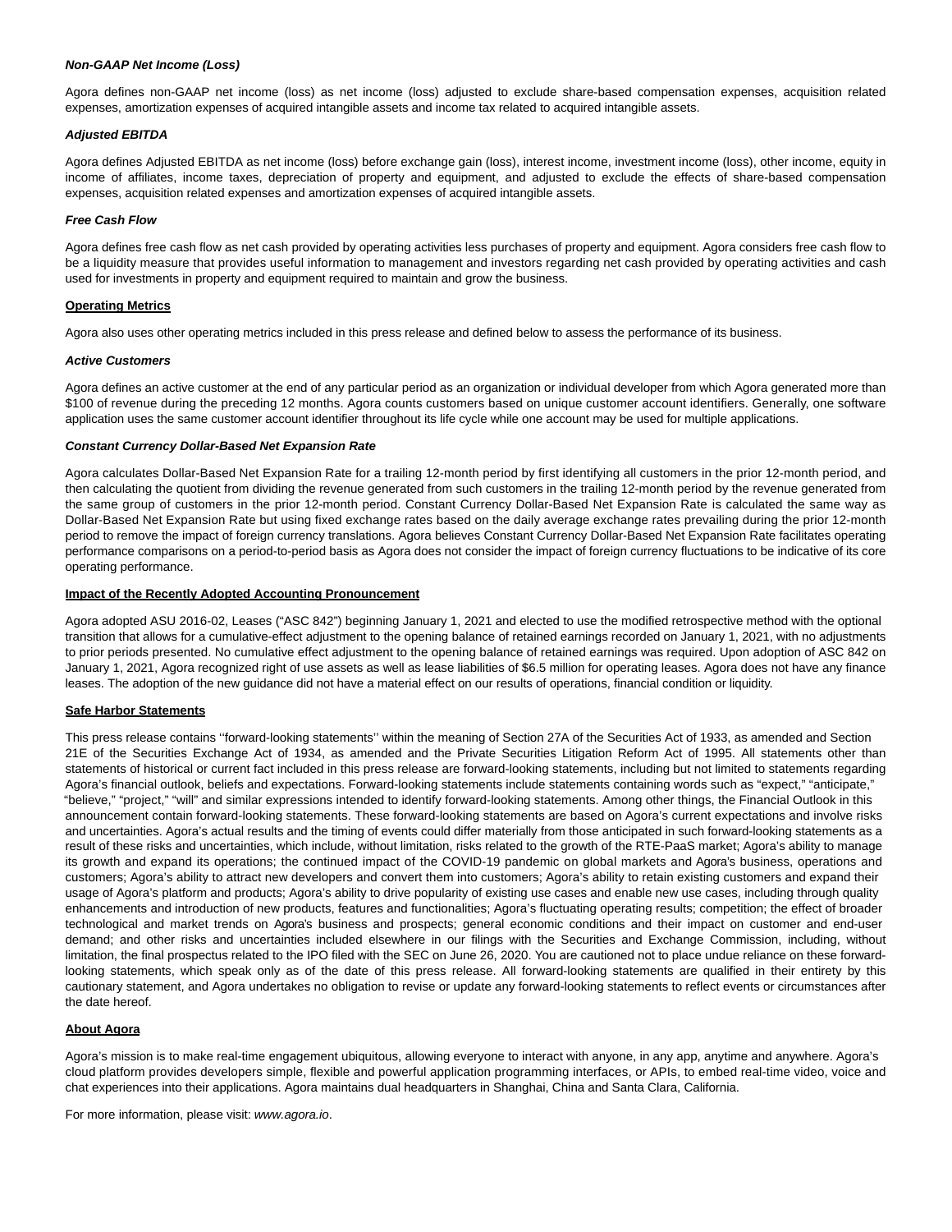***Non-GAAP Net Income (Loss)***

Agora defines non-GAAP net income (loss) as net income (loss) adjusted to exclude share-based compensation expenses, acquisition related expenses, amortization expenses of acquired intangible assets and income tax related to acquired intangible assets.

***Adjusted EBITDA***

Agora defines Adjusted EBITDA as net income (loss) before exchange gain (loss), interest income, investment income (loss), other income, equity in income of affiliates, income taxes, depreciation of property and equipment, and adjusted to exclude the effects of share-based compensation expenses, acquisition related expenses and amortization expenses of acquired intangible assets.

***Free Cash Flow***

Agora defines free cash flow as net cash provided by operating activities less purchases of property and equipment. Agora considers free cash flow to be a liquidity measure that provides useful information to management and investors regarding net cash provided by operating activities and cash used for investments in property and equipment required to maintain and grow the business.

**Operating Metrics**

Agora also uses other operating metrics included in this press release and defined below to assess the performance of its business.

***Active Customers***

Agora defines an active customer at the end of any particular period as an organization or individual developer from which Agora generated more than $100 of revenue during the preceding 12 months. Agora counts customers based on unique customer account identifiers. Generally, one software application uses the same customer account identifier throughout its life cycle while one account may be used for multiple applications.

***Constant Currency Dollar-Based Net Expansion Rate***

Agora calculates Dollar-Based Net Expansion Rate for a trailing 12-month period by first identifying all customers in the prior 12-month period, and then calculating the quotient from dividing the revenue generated from such customers in the trailing 12-month period by the revenue generated from the same group of customers in the prior 12-month period. Constant Currency Dollar-Based Net Expansion Rate is calculated the same way as Dollar-Based Net Expansion Rate but using fixed exchange rates based on the daily average exchange rates prevailing during the prior 12-month period to remove the impact of foreign currency translations. Agora believes Constant Currency Dollar-Based Net Expansion Rate facilitates operating performance comparisons on a period-to-period basis as Agora does not consider the impact of foreign currency fluctuations to be indicative of its core operating performance.

**Impact of the Recently Adopted Accounting Pronouncement**

Agora adopted ASU 2016-02, Leases ("ASC 842") beginning January 1, 2021 and elected to use the modified retrospective method with the optional transition that allows for a cumulative-effect adjustment to the opening balance of retained earnings recorded on January 1, 2021, with no adjustments to prior periods presented. No cumulative effect adjustment to the opening balance of retained earnings was required. Upon adoption of ASC 842 on January 1, 2021, Agora recognized right of use assets as well as lease liabilities of $6.5 million for operating leases. Agora does not have any finance leases. The adoption of the new guidance did not have a material effect on our results of operations, financial condition or liquidity.

**Safe Harbor Statements**

This press release contains ''forward-looking statements'' within the meaning of Section 27A of the Securities Act of 1933, as amended and Section 21E of the Securities Exchange Act of 1934, as amended and the Private Securities Litigation Reform Act of 1995. All statements other than statements of historical or current fact included in this press release are forward-looking statements, including but not limited to statements regarding Agora's financial outlook, beliefs and expectations. Forward-looking statements include statements containing words such as "expect," "anticipate," "believe," "project," "will" and similar expressions intended to identify forward-looking statements. Among other things, the Financial Outlook in this announcement contain forward-looking statements. These forward-looking statements are based on Agora's current expectations and involve risks and uncertainties. Agora's actual results and the timing of events could differ materially from those anticipated in such forward-looking statements as a result of these risks and uncertainties, which include, without limitation, risks related to the growth of the RTE-PaaS market; Agora's ability to manage its growth and expand its operations; the continued impact of the COVID-19 pandemic on global markets and Agora's business, operations and customers; Agora's ability to attract new developers and convert them into customers; Agora's ability to retain existing customers and expand their usage of Agora's platform and products; Agora's ability to drive popularity of existing use cases and enable new use cases, including through quality enhancements and introduction of new products, features and functionalities; Agora's fluctuating operating results; competition; the effect of broader technological and market trends on Agora's business and prospects; general economic conditions and their impact on customer and end-user demand; and other risks and uncertainties included elsewhere in our filings with the Securities and Exchange Commission, including, without limitation, the final prospectus related to the IPO filed with the SEC on June 26, 2020. You are cautioned not to place undue reliance on these forward-looking statements, which speak only as of the date of this press release. All forward-looking statements are qualified in their entirety by this cautionary statement, and Agora undertakes no obligation to revise or update any forward-looking statements to reflect events or circumstances after the date hereof.

**About Agora**

Agora's mission is to make real-time engagement ubiquitous, allowing everyone to interact with anyone, in any app, anytime and anywhere. Agora's cloud platform provides developers simple, flexible and powerful application programming interfaces, or APIs, to embed real-time video, voice and chat experiences into their applications. Agora maintains dual headquarters in Shanghai, China and Santa Clara, California.

For more information, please visit: *www.agora.io*.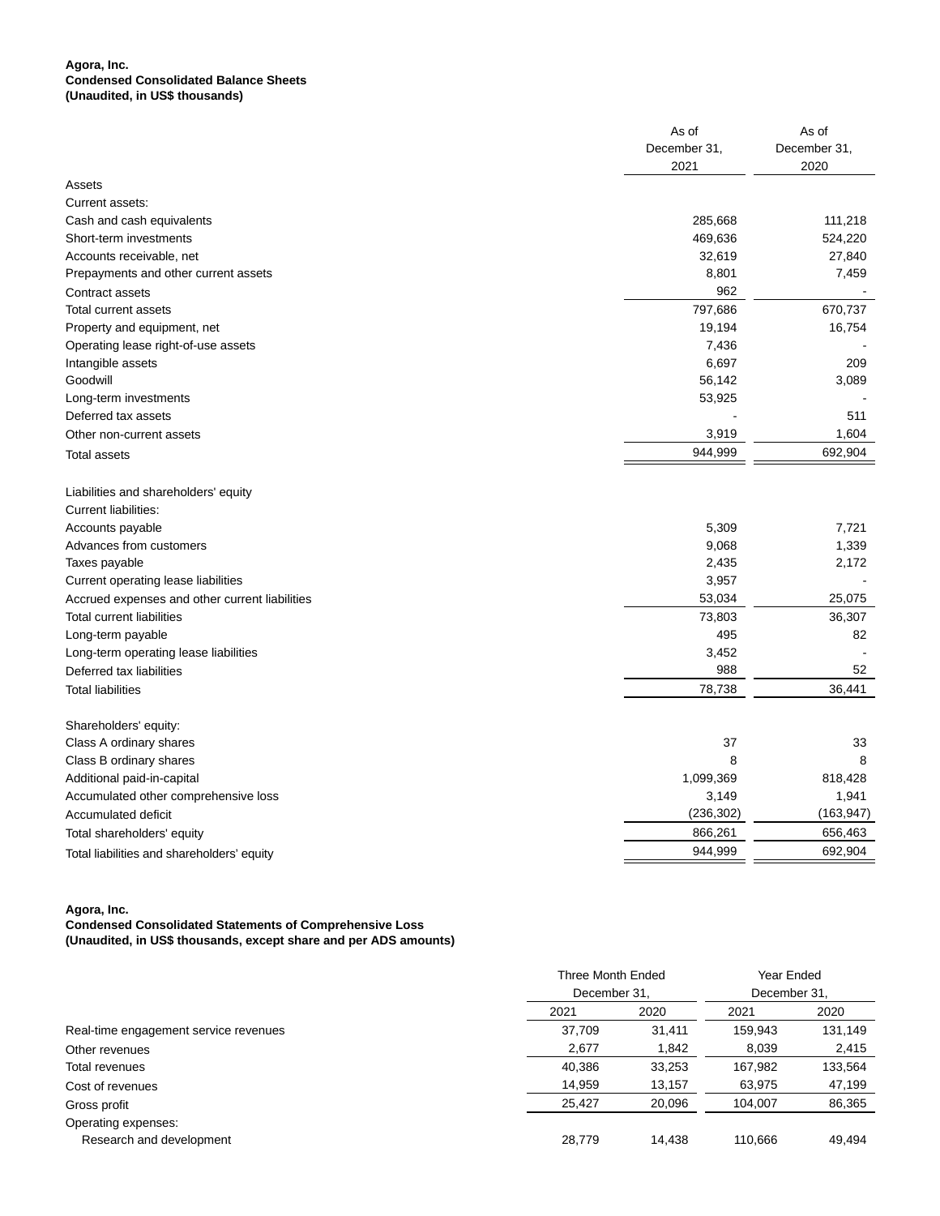**Agora, Inc.**
**Condensed Consolidated Balance Sheets**
**(Unaudited, in US$ thousands)**

| | As of December 31, 2021 | As of December 31, 2020 |
|---|---|---|
| Assets | | |
| Current assets: | | |
| Cash and cash equivalents | 285,668 | 111,218 |
| Short-term investments | 469,636 | 524,220 |
| Accounts receivable, net | 32,619 | 27,840 |
| Prepayments and other current assets | 8,801 | 7,459 |
| Contract assets | 962 | - |
| Total current assets | 797,686 | 670,737 |
| Property and equipment, net | 19,194 | 16,754 |
| Operating lease right-of-use assets | 7,436 | - |
| Intangible assets | 6,697 | 209 |
| Goodwill | 56,142 | 3,089 |
| Long-term investments | 53,925 | - |
| Deferred tax assets | - | 511 |
| Other non-current assets | 3,919 | 1,604 |
| Total assets | 944,999 | 692,904 |
| | | |
| Liabilities and shareholders' equity | | |
| Current liabilities: | | |
| Accounts payable | 5,309 | 7,721 |
| Advances from customers | 9,068 | 1,339 |
| Taxes payable | 2,435 | 2,172 |
| Current operating lease liabilities | 3,957 | - |
| Accrued expenses and other current liabilities | 53,034 | 25,075 |
| Total current liabilities | 73,803 | 36,307 |
| Long-term payable | 495 | 82 |
| Long-term operating lease liabilities | 3,452 | - |
| Deferred tax liabilities | 988 | 52 |
| Total liabilities | 78,738 | 36,441 |
| | | |
| Shareholders' equity: | | |
| Class A ordinary shares | 37 | 33 |
| Class B ordinary shares | 8 | 8 |
| Additional paid-in-capital | 1,099,369 | 818,428 |
| Accumulated other comprehensive loss | 3,149 | 1,941 |
| Accumulated deficit | (236,302) | (163,947) |
| Total shareholders' equity | 866,261 | 656,463 |
| Total liabilities and shareholders' equity | 944,999 | 692,904 |

**Agora, Inc.**
**Condensed Consolidated Statements of Comprehensive Loss**
**(Unaudited, in US$ thousands, except share and per ADS amounts)**

| | Three Month Ended December 31, | | Year Ended December 31, | |
|---|---|---|---|---|
| | 2021 | 2020 | 2021 | 2020 |
| Real-time engagement service revenues | 37,709 | 31,411 | 159,943 | 131,149 |
| Other revenues | 2,677 | 1,842 | 8,039 | 2,415 |
| Total revenues | 40,386 | 33,253 | 167,982 | 133,564 |
| Cost of revenues | 14,959 | 13,157 | 63,975 | 47,199 |
| Gross profit | 25,427 | 20,096 | 104,007 | 86,365 |
| Operating expenses: | | | | |
| Research and development | 28,779 | 14,438 | 110,666 | 49,494 |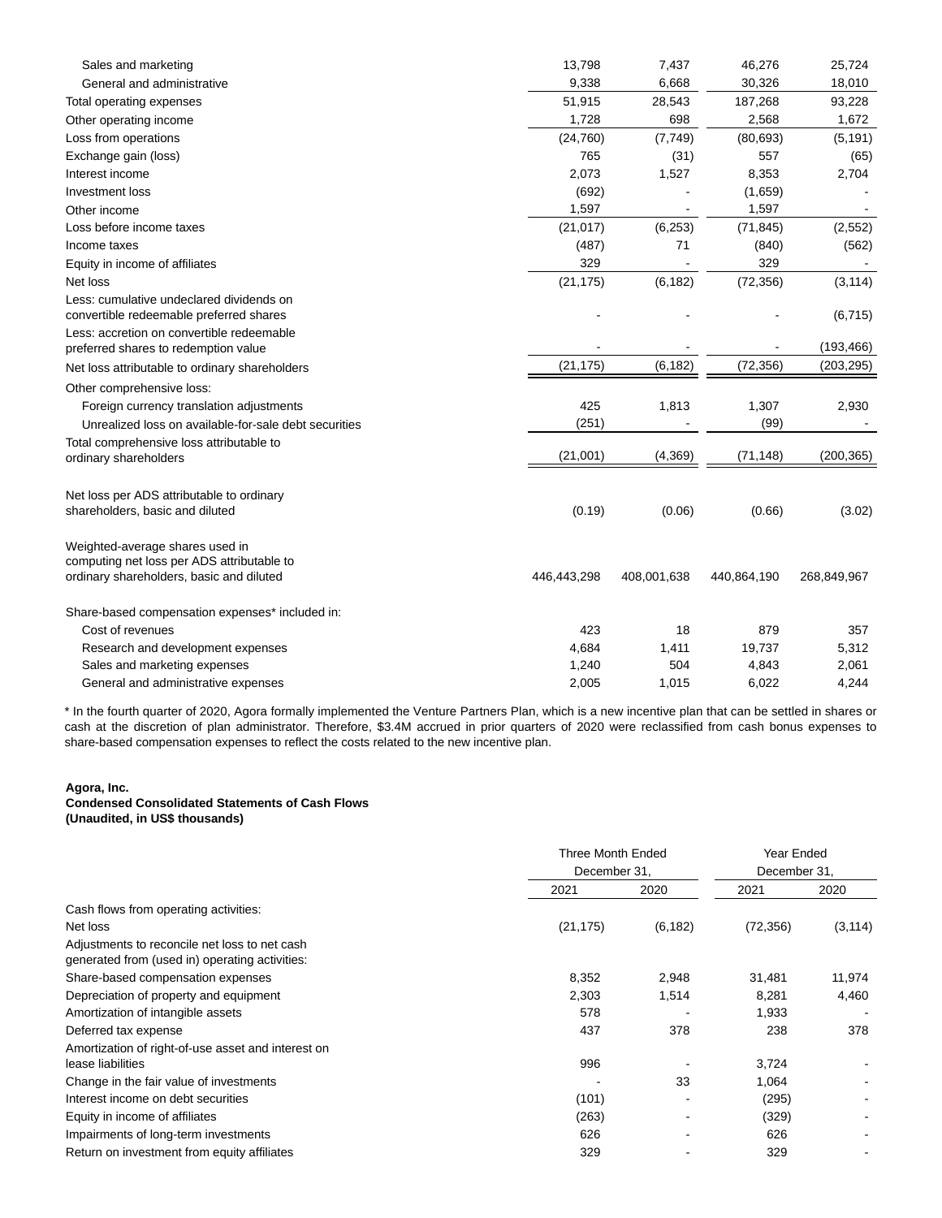| | | | | |
|---|---|---|---|---|
| Sales and marketing | 13,798 | 7,437 | 46,276 | 25,724 |
| General and administrative | 9,338 | 6,668 | 30,326 | 18,010 |
| Total operating expenses | 51,915 | 28,543 | 187,268 | 93,228 |
| Other operating income | 1,728 | 698 | 2,568 | 1,672 |
| Loss from operations | (24,760) | (7,749) | (80,693) | (5,191) |
| Exchange gain (loss) | 765 | (31) | 557 | (65) |
| Interest income | 2,073 | 1,527 | 8,353 | 2,704 |
| Investment loss | (692) | - | (1,659) | - |
| Other income | 1,597 | - | 1,597 | - |
| Loss before income taxes | (21,017) | (6,253) | (71,845) | (2,552) |
| Income taxes | (487) | 71 | (840) | (562) |
| Equity in income of affiliates | 329 | - | 329 | - |
| Net loss | (21,175) | (6,182) | (72,356) | (3,114) |
| Less: cumulative undeclared dividends on convertible redeemable preferred shares | - | - | - | (6,715) |
| Less: accretion on convertible redeemable preferred shares to redemption value | - | - | - | (193,466) |
| Net loss attributable to ordinary shareholders | (21,175) | (6,182) | (72,356) | (203,295) |
| Other comprehensive loss: | | | | |
| Foreign currency translation adjustments | 425 | 1,813 | 1,307 | 2,930 |
| Unrealized loss on available-for-sale debt securities | (251) | - | (99) | - |
| Total comprehensive loss attributable to ordinary shareholders | (21,001) | (4,369) | (71,148) | (200,365) |
| Net loss per ADS attributable to ordinary shareholders, basic and diluted | (0.19) | (0.06) | (0.66) | (3.02) |
| Weighted-average shares used in computing net loss per ADS attributable to ordinary shareholders, basic and diluted | 446,443,298 | 408,001,638 | 440,864,190 | 268,849,967 |
| Share-based compensation expenses* included in: | | | | |
| Cost of revenues | 423 | 18 | 879 | 357 |
| Research and development expenses | 4,684 | 1,411 | 19,737 | 5,312 |
| Sales and marketing expenses | 1,240 | 504 | 4,843 | 2,061 |
| General and administrative expenses | 2,005 | 1,015 | 6,022 | 4,244 |

* In the fourth quarter of 2020, Agora formally implemented the Venture Partners Plan, which is a new incentive plan that can be settled in shares or cash at the discretion of plan administrator. Therefore, $3.4M accrued in prior quarters of 2020 were reclassified from cash bonus expenses to share-based compensation expenses to reflect the costs related to the new incentive plan.

**Agora, Inc.**
**Condensed Consolidated Statements of Cash Flows**
**(Unaudited, in US$ thousands)**

| | Three Month Ended December 31, | | Year Ended December 31, | |
|---|---|---|---|---|
| | 2021 | 2020 | 2021 | 2020 |
| Cash flows from operating activities: | | | | |
| Net loss | (21,175) | (6,182) | (72,356) | (3,114) |
| Adjustments to reconcile net loss to net cash generated from (used in) operating activities: | | | | |
| Share-based compensation expenses | 8,352 | 2,948 | 31,481 | 11,974 |
| Depreciation of property and equipment | 2,303 | 1,514 | 8,281 | 4,460 |
| Amortization of intangible assets | 578 | - | 1,933 | - |
| Deferred tax expense | 437 | 378 | 238 | 378 |
| Amortization of right-of-use asset and interest on lease liabilities | 996 | - | 3,724 | - |
| Change in the fair value of investments | - | 33 | 1,064 | - |
| Interest income on debt securities | (101) | - | (295) | - |
| Equity in income of affiliates | (263) | - | (329) | - |
| Impairments of long-term investments | 626 | - | 626 | - |
| Return on investment from equity affiliates | 329 | - | 329 | - |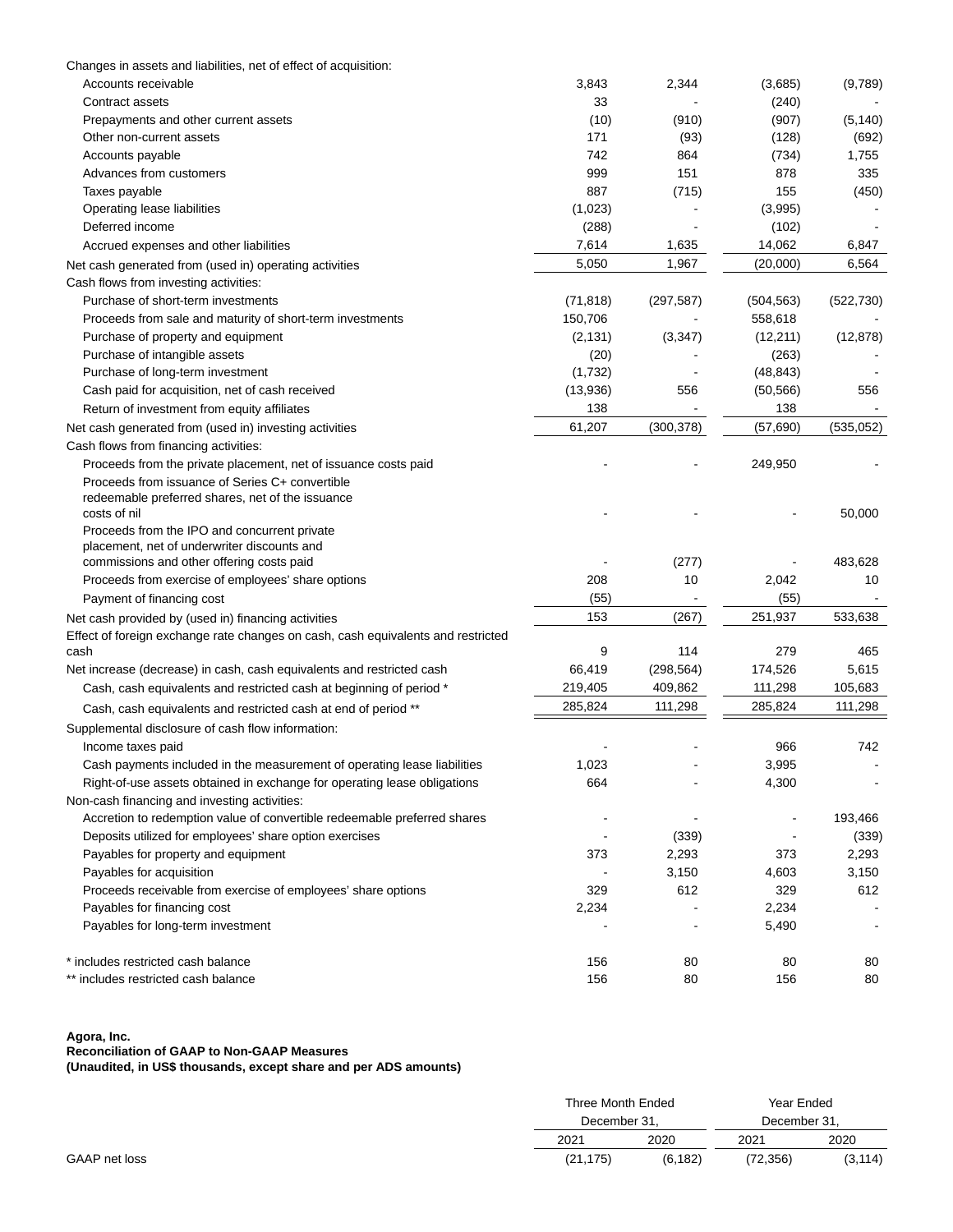| | | | | |
|---|---|---|---|---|
| Changes in assets and liabilities, net of effect of acquisition: | | | | |
| Accounts receivable | 3,843 | 2,344 | (3,685) | (9,789) |
| Contract assets | 33 | - | (240) | - |
| Prepayments and other current assets | (10) | (910) | (907) | (5,140) |
| Other non-current assets | 171 | (93) | (128) | (692) |
| Accounts payable | 742 | 864 | (734) | 1,755 |
| Advances from customers | 999 | 151 | 878 | 335 |
| Taxes payable | 887 | (715) | 155 | (450) |
| Operating lease liabilities | (1,023) | - | (3,995) | - |
| Deferred income | (288) | - | (102) | - |
| Accrued expenses and other liabilities | 7,614 | 1,635 | 14,062 | 6,847 |
| Net cash generated from (used in) operating activities | 5,050 | 1,967 | (20,000) | 6,564 |
| Cash flows from investing activities: | | | | |
| Purchase of short-term investments | (71,818) | (297,587) | (504,563) | (522,730) |
| Proceeds from sale and maturity of short-term investments | 150,706 | - | 558,618 | - |
| Purchase of property and equipment | (2,131) | (3,347) | (12,211) | (12,878) |
| Purchase of intangible assets | (20) | - | (263) | - |
| Purchase of long-term investment | (1,732) | - | (48,843) | - |
| Cash paid for acquisition, net of cash received | (13,936) | 556 | (50,566) | 556 |
| Return of investment from equity affiliates | 138 | - | 138 | - |
| Net cash generated from (used in) investing activities | 61,207 | (300,378) | (57,690) | (535,052) |
| Cash flows from financing activities: | | | | |
| Proceeds from the private placement, net of issuance costs paid | - | - | 249,950 | - |
| Proceeds from issuance of Series C+ convertible redeemable preferred shares, net of the issuance costs of nil | - | - | - | 50,000 |
| Proceeds from the IPO and concurrent private placement, net of underwriter discounts and commissions and other offering costs paid | - | (277) | - | 483,628 |
| Proceeds from exercise of employees' share options | 208 | 10 | 2,042 | 10 |
| Payment of financing cost | (55) | - | (55) | - |
| Net cash provided by (used in) financing activities | 153 | (267) | 251,937 | 533,638 |
| Effect of foreign exchange rate changes on cash, cash equivalents and restricted cash | 9 | 114 | 279 | 465 |
| Net increase (decrease) in cash, cash equivalents and restricted cash | 66,419 | (298,564) | 174,526 | 5,615 |
| Cash, cash equivalents and restricted cash at beginning of period * | 219,405 | 409,862 | 111,298 | 105,683 |
| Cash, cash equivalents and restricted cash at end of period ** | 285,824 | 111,298 | 285,824 | 111,298 |
| Supplemental disclosure of cash flow information: | | | | |
| Income taxes paid | - | - | 966 | 742 |
| Cash payments included in the measurement of operating lease liabilities | 1,023 | - | 3,995 | - |
| Right-of-use assets obtained in exchange for operating lease obligations | 664 | - | 4,300 | - |
| Non-cash financing and investing activities: | | | | |
| Accretion to redemption value of convertible redeemable preferred shares | - | - | - | 193,466 |
| Deposits utilized for employees' share option exercises | - | (339) | - | (339) |
| Payables for property and equipment | 373 | 2,293 | 373 | 2,293 |
| Payables for acquisition | - | 3,150 | 4,603 | 3,150 |
| Proceeds receivable from exercise of employees' share options | 329 | 612 | 329 | 612 |
| Payables for financing cost | 2,234 | - | 2,234 | - |
| Payables for long-term investment | - | - | 5,490 | - |
| | | | | |
| * includes restricted cash balance | 156 | 80 | 80 | 80 |
| ** includes restricted cash balance | 156 | 80 | 156 | 80 |

**Agora, Inc.**
**Reconciliation of GAAP to Non-GAAP Measures**
**(Unaudited, in US$ thousands, except share and per ADS amounts)**

| | Three Month Ended December 31, | | Year Ended December 31, | |
|---|---|---|---|---|
| | 2021 | 2020 | 2021 | 2020 |
| GAAP net loss | (21,175) | (6,182) | (72,356) | (3,114) |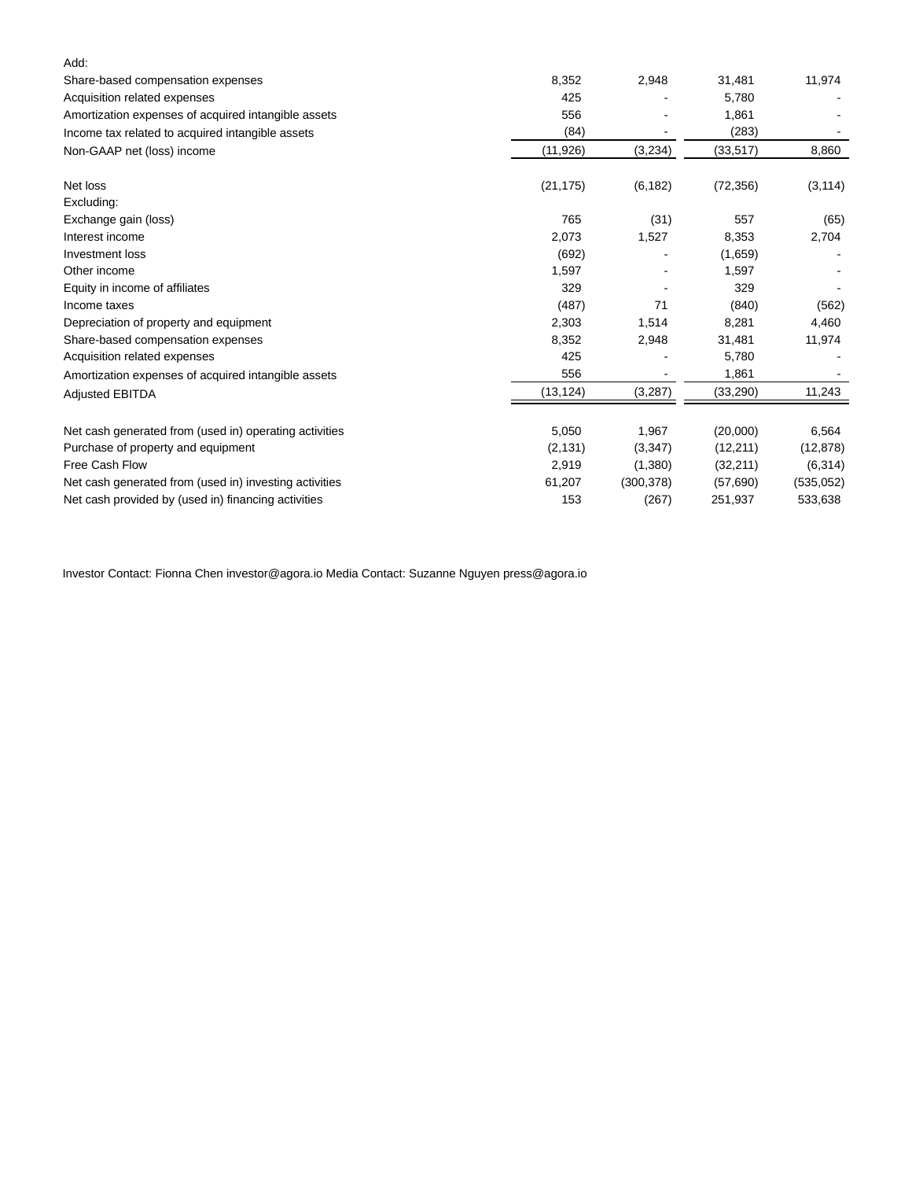| | | | | |
|---|---|---|---|---|
| Add: | | | | |
| Share-based compensation expenses | 8,352 | 2,948 | 31,481 | 11,974 |
| Acquisition related expenses | 425 | - | 5,780 | - |
| Amortization expenses of acquired intangible assets | 556 | - | 1,861 | - |
| Income tax related to acquired intangible assets | (84) | - | (283) | - |
| Non-GAAP net (loss) income | (11,926) | (3,234) | (33,517) | 8,860 |
| | | | | |
| Net loss | (21,175) | (6,182) | (72,356) | (3,114) |
| Excluding: | | | | |
| Exchange gain (loss) | 765 | (31) | 557 | (65) |
| Interest income | 2,073 | 1,527 | 8,353 | 2,704 |
| Investment loss | (692) | - | (1,659) | - |
| Other income | 1,597 | - | 1,597 | - |
| Equity in income of affiliates | 329 | - | 329 | - |
| Income taxes | (487) | 71 | (840) | (562) |
| Depreciation of property and equipment | 2,303 | 1,514 | 8,281 | 4,460 |
| Share-based compensation expenses | 8,352 | 2,948 | 31,481 | 11,974 |
| Acquisition related expenses | 425 | - | 5,780 | - |
| Amortization expenses of acquired intangible assets | 556 | - | 1,861 | - |
| Adjusted EBITDA | (13,124) | (3,287) | (33,290) | 11,243 |
| | | | | |
| Net cash generated from (used in) operating activities | 5,050 | 1,967 | (20,000) | 6,564 |
| Purchase of property and equipment | (2,131) | (3,347) | (12,211) | (12,878) |
| Free Cash Flow | 2,919 | (1,380) | (32,211) | (6,314) |
| Net cash generated from (used in) investing activities | 61,207 | (300,378) | (57,690) | (535,052) |
| Net cash provided by (used in) financing activities | 153 | (267) | 251,937 | 533,638 |

Investor Contact: Fionna Chen investor@agora.io Media Contact: Suzanne Nguyen press@agora.io